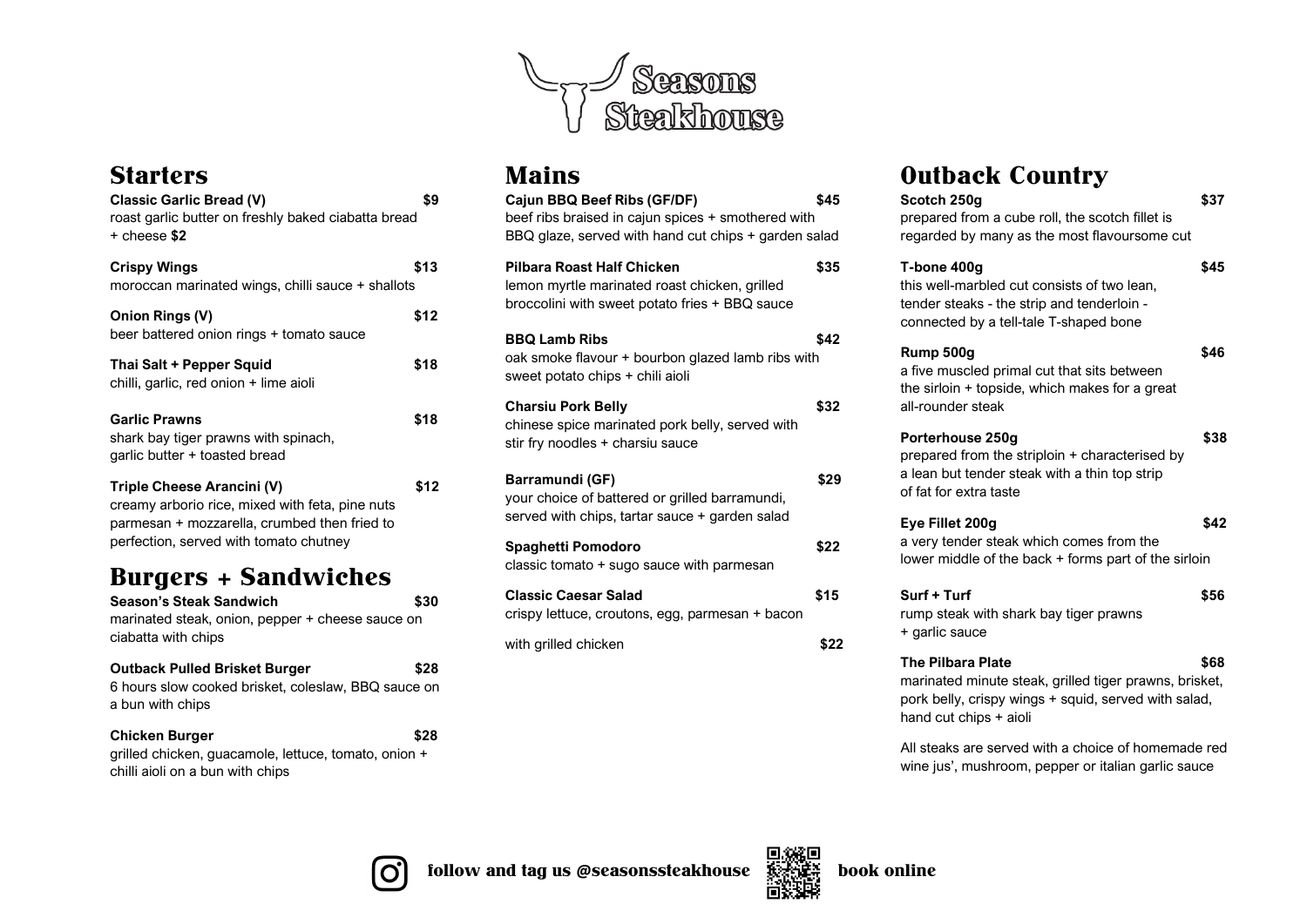# Seasons Steakhouse

## Starters

**Classic Garlic Bread (V)** **$9**
roast garlic butter on freshly baked ciabatta bread + cheese **$2**

**Crispy Wings** **$13**
moroccan marinated wings, chilli sauce + shallots

**Onion Rings (V)** **$12**
beer battered onion rings + tomato sauce

**Thai Salt + Pepper Squid** **$18**
chilli, garlic, red onion + lime aioli

**Garlic Prawns** **$18**
shark bay tiger prawns with spinach, garlic butter + toasted bread

**Triple Cheese Arancini (V)** **$12**
creamy arborio rice, mixed with feta, pine nuts parmesan + mozzarella, crumbed then fried to perfection, served with tomato chutney

## Burgers + Sandwiches

**Season's Steak Sandwich** **$30**
marinated steak, onion, pepper + cheese sauce on ciabatta with chips

**Outback Pulled Brisket Burger** **$28**
6 hours slow cooked brisket, coleslaw, BBQ sauce on a bun with chips

**Chicken Burger** **$28**
grilled chicken, guacamole, lettuce, tomato, onion + chilli aioli on a bun with chips

## Mains

**Cajun BBQ Beef Ribs (GF/DF)** **$45**
beef ribs braised in cajun spices + smothered with BBQ glaze, served with hand cut chips + garden salad

**Pilbara Roast Half Chicken** **$35**
lemon myrtle marinated roast chicken, grilled broccolini with sweet potato fries + BBQ sauce

**BBQ Lamb Ribs** **$42**
oak smoke flavour + bourbon glazed lamb ribs with sweet potato chips + chili aioli

**Charsiu Pork Belly** **$32**
chinese spice marinated pork belly, served with stir fry noodles + charsiu sauce

**Barramundi (GF)** **$29**
your choice of battered or grilled barramundi, served with chips, tartar sauce + garden salad

**Spaghetti Pomodoro** **$22**
classic tomato + sugo sauce with parmesan

**Classic Caesar Salad** **$15**
crispy lettuce, croutons, egg, parmesan + bacon

with grilled chicken **$22**

## Outback Country

**Scotch 250g** **$37**
prepared from a cube roll, the scotch fillet is regarded by many as the most flavoursome cut

**T-bone 400g** **$45**
this well-marbled cut consists of two lean, tender steaks - the strip and tenderloin - connected by a tell-tale T-shaped bone

**Rump 500g** **$46**
a five muscled primal cut that sits between the sirloin + topside, which makes for a great all-rounder steak

**Porterhouse 250g** **$38**
prepared from the striploin + characterised by a lean but tender steak with a thin top strip of fat for extra taste

**Eye Fillet 200g** **$42**
a very tender steak which comes from the lower middle of the back + forms part of the sirloin

**Surf + Turf** **$56**
rump steak with shark bay tiger prawns + garlic sauce

**The Pilbara Plate** **$68**
marinated minute steak, grilled tiger prawns, brisket, pork belly, crispy wings + squid, served with salad, hand cut chips + aioli

All steaks are served with a choice of homemade red wine jus', mushroom, pepper or italian garlic sauce

**follow and tag us @seasonssteakhouse** **book online**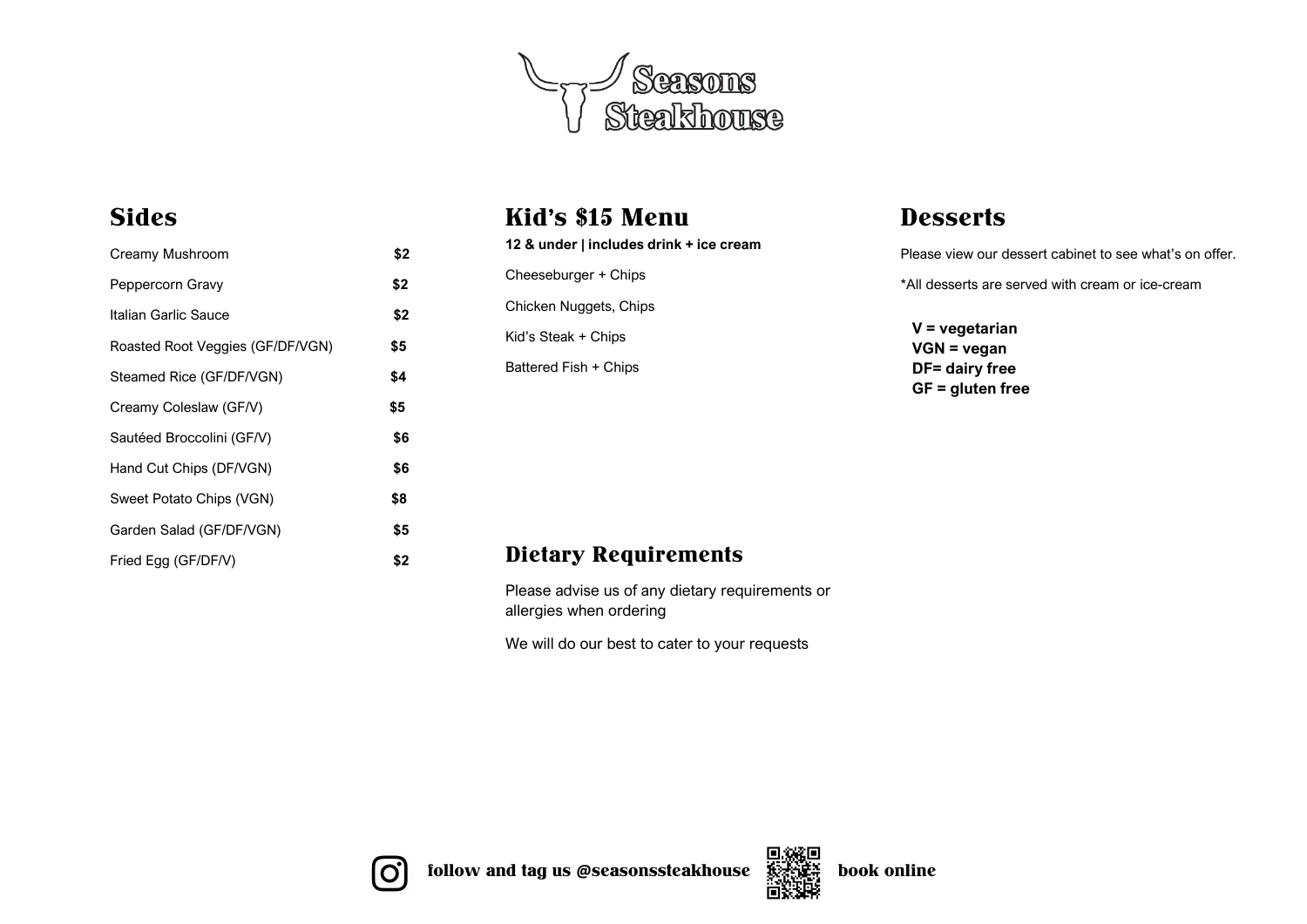# Seasons Steakhouse

## Sides

| | |
|---|---|
| Creamy Mushroom | **$2** |
| Peppercorn Gravy | **$2** |
| Italian Garlic Sauce | **$2** |
| Roasted Root Veggies (GF/DF/VGN) | **$5** |
| Steamed Rice (GF/DF/VGN) | **$4** |
| Creamy Coleslaw (GF/V) | **$5** |
| Sautéed Broccolini (GF/V) | **$6** |
| Hand Cut Chips (DF/VGN) | **$6** |
| Sweet Potato Chips (VGN) | **$8** |
| Garden Salad (GF/DF/VGN) | **$5** |
| Fried Egg (GF/DF/V) | **$2** |

## Kid's $15 Menu

**12 & under | includes drink + ice cream**

Cheeseburger + Chips

Chicken Nuggets, Chips

Kid's Steak + Chips

Battered Fish + Chips

## Dietary Requirements

Please advise us of any dietary requirements or allergies when ordering

We will do our best to cater to your requests

## Desserts

Please view our dessert cabinet to see what's on offer.

*All desserts are served with cream or ice-cream

**V = vegetarian**
**VGN = vegan**
**DF= dairy free**
**GF = gluten free**

**follow and tag us @seasonssteakhouse** **book online**